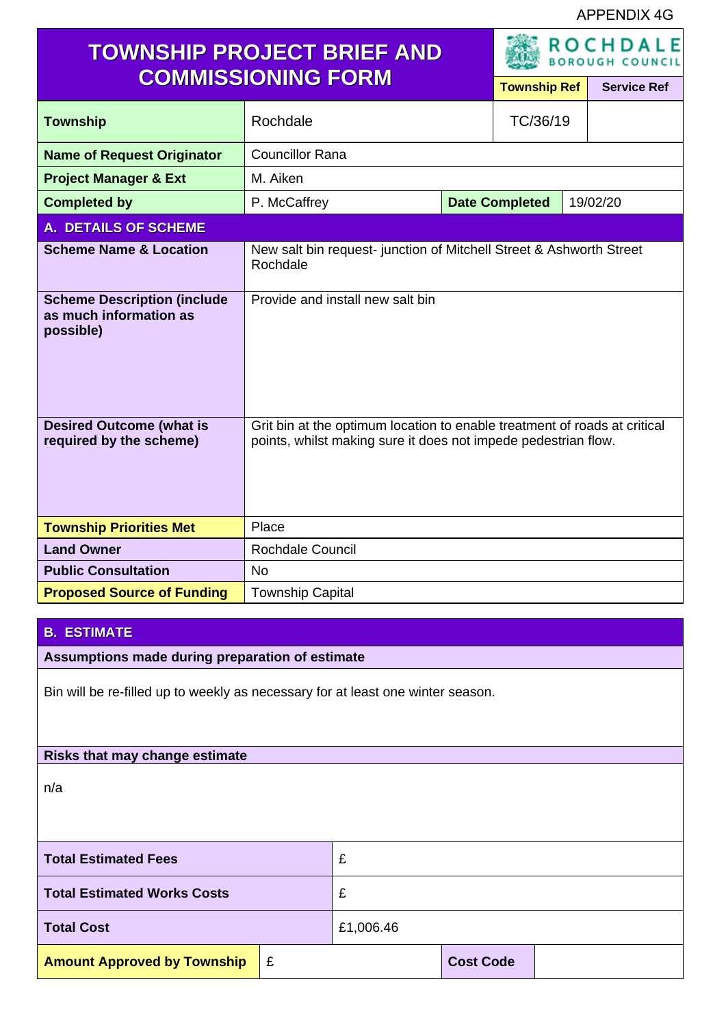APPENDIX 4G

# TOWNSHIP PROJECT BRIEF AND COMMISSIONING FORM

ROCHDALE BOROUGH COUNCIL

| | | Township Ref | Service Ref |
|---|---|---|---|
| **Township** | Rochdale | TC/36/19 | |
| **Name of Request Originator** | Councillor Rana | | |
| **Project Manager & Ext** | M. Aiken | | |
| **Completed by** | P. McCaffrey | **Date Completed** | 19/02/20 |

## A. DETAILS OF SCHEME

| | |
|---|---|
| **Scheme Name & Location** | New salt bin request- junction of Mitchell Street & Ashworth Street Rochdale |
| **Scheme Description (include as much information as possible)** | Provide and install new salt bin |
| **Desired Outcome (what is required by the scheme)** | Grit bin at the optimum location to enable treatment of roads at critical points, whilst making sure it does not impede pedestrian flow. |
| **Township Priorities Met** | Place |
| **Land Owner** | Rochdale Council |
| **Public Consultation** | No |
| **Proposed Source of Funding** | Township Capital |

## B. ESTIMATE

**Assumptions made during preparation of estimate**

Bin will be re-filled up to weekly as necessary for at least one winter season.

**Risks that may change estimate**

n/a

| | | | |
|---|---|---|---|
| **Total Estimated Fees** | £ | | |
| **Total Estimated Works Costs** | £ | | |
| **Total Cost** | £1,006.46 | | |
| **Amount Approved by Township** | £ | **Cost Code** | |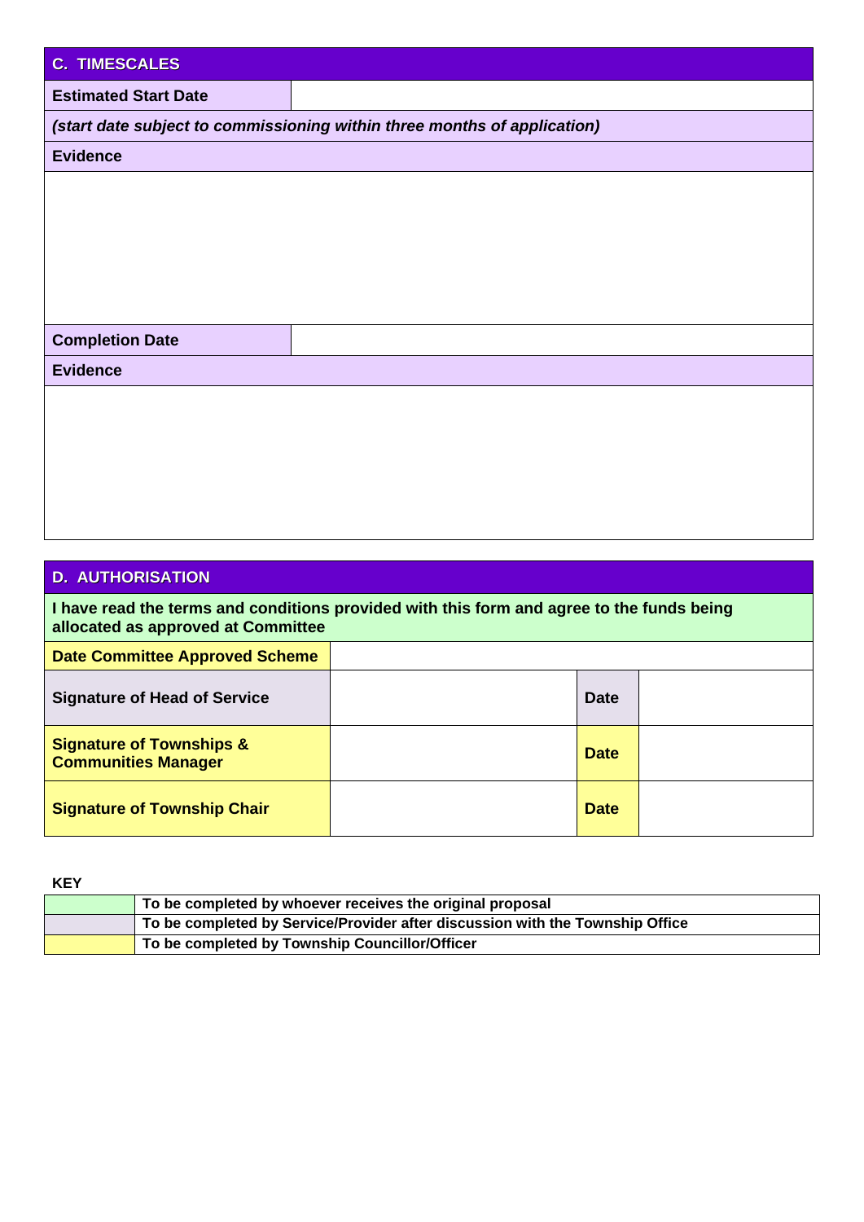## C. TIMESCALES

| | |
|---|---|
| **Estimated Start Date** | |
| ***(start date subject to commissioning within three months of application)*** | |
| **Evidence** | |
| | |
| **Completion Date** | |
| **Evidence** | |
| | |

## D. AUTHORISATION

**I have read the terms and conditions provided with this form and agree to the funds being allocated as approved at Committee**

| | | | |
|---|---|---|---|
| **Date Committee Approved Scheme** | | | |
| **Signature of Head of Service** | | **Date** | |
| **Signature of Townships & Communities Manager** | | **Date** | |
| **Signature of Township Chair** | | **Date** | |

**KEY**

| | |
|---|---|
| (green) | **To be completed by whoever receives the original proposal** |
| (grey) | **To be completed by Service/Provider after discussion with the Township Office** |
| (yellow) | **To be completed by Township Councillor/Officer** |